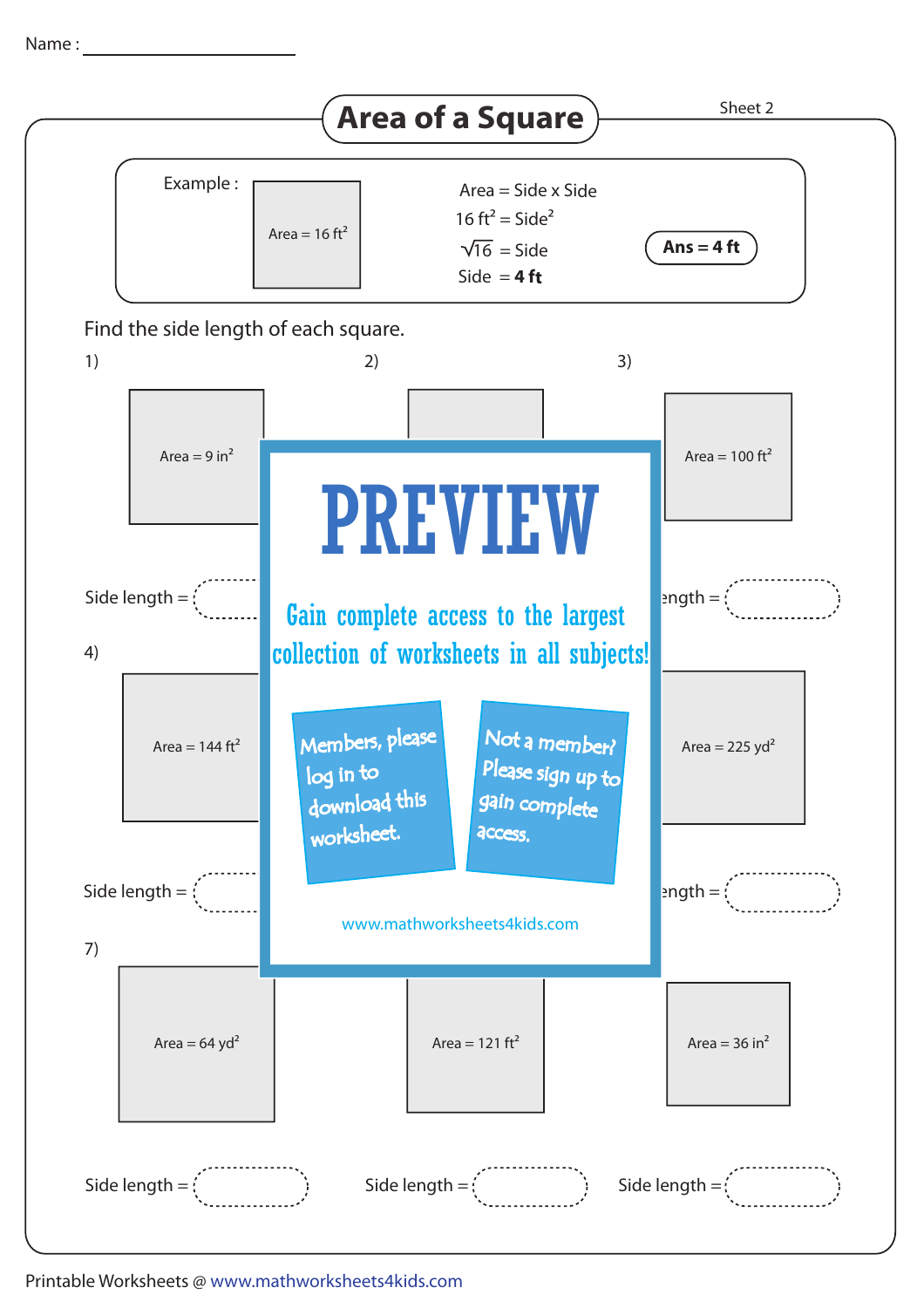Name : ____________________

# Area of a Square

Sheet 2

Example :

Area = 16 ft$^2$

Area = Side x Side

16 ft$^2$ = Side$^2$

$\sqrt{16}$ = Side

Side = **4 ft**

**Ans = 4 ft**

Find the side length of each square.

1) Area = 9 in$^2$

Side length =

2)

3) Area = 100 ft$^2$

ength =

4) Area = 144 ft$^2$

Side length =

Area = 225 yd$^2$

ength =

7) Area = 64 yd$^2$

Side length =

Area = 121 ft$^2$

Side length =

Area = 36 in$^2$

Side length =

**PREVIEW**

Gain complete access to the largest collection of worksheets in all subjects!

Members, please log in to download this worksheet.

Not a member? Please sign up to gain complete access.

www.mathworksheets4kids.com

Printable Worksheets @ www.mathworksheets4kids.com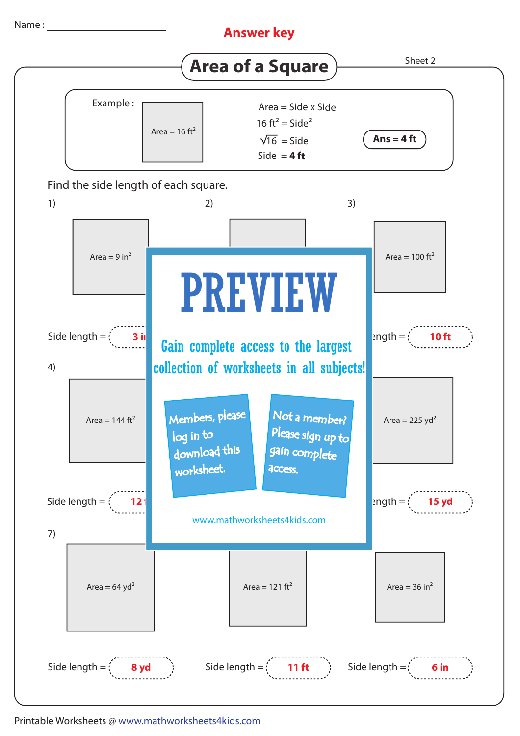Name : ____________________

**Answer key**

# Area of a Square

Sheet 2

Example :

Area = $16 \text{ ft}^2$

Area = Side x Side

$16 \text{ ft}^2 = \text{Side}^2$

$\sqrt{16}$ = Side

Side = **4 ft**

**Ans = 4 ft**

Find the side length of each square.

1) Area = $9 \text{ in}^2$

Side length = **3 i**

2)

3) Area = $100 \text{ ft}^2$

ength = **10 ft**

4) Area = $144 \text{ ft}^2$

Side length = **12**

Area = $225 \text{ yd}^2$

ength = **15 yd**

7) Area = $64 \text{ yd}^2$

Side length = **8 yd**

Area = $121 \text{ ft}^2$

Side length = **11 ft**

Area = $36 \text{ in}^2$

Side length = **6 in**

PREVIEW

Gain complete access to the largest collection of worksheets in all subjects!

Members, please log in to download this worksheet.

Not a member? Please sign up to gain complete access.

www.mathworksheets4kids.com

Printable Worksheets @ www.mathworksheets4kids.com